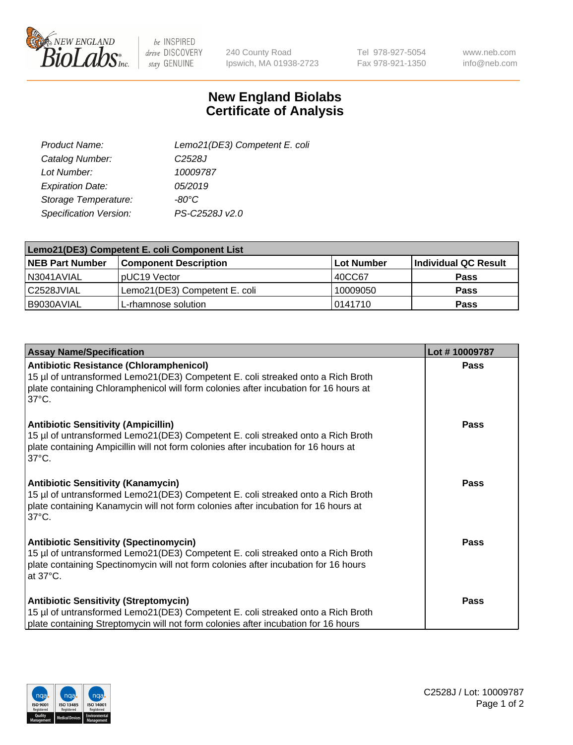# New England Biolabs Certificate of Analysis

| | |
|---|---|
| *Product Name:* | *Lemo21(DE3) Competent E. coli* |
| *Catalog Number:* | *C2528J* |
| *Lot Number:* | *10009787* |
| *Expiration Date:* | *05/2019* |
| *Storage Temperature:* | *-80°C* |
| *Specification Version:* | *PS-C2528J v2.0* |

| **Lemo21(DE3) Competent E. coli Component List** | | | |
|---|---|---|---|
| **NEB Part Number** | **Component Description** | **Lot Number** | **Individual QC Result** |
| N3041AVIAL | pUC19 Vector | 40CC67 | **Pass** |
| C2528JVIAL | Lemo21(DE3) Competent E. coli | 10009050 | **Pass** |
| B9030AVIAL | L-rhamnose solution | 0141710 | **Pass** |

| **Assay Name/Specification** | **Lot # 10009787** |
|---|---|
| **Antibiotic Resistance (Chloramphenicol)**<br>15 µl of untransformed Lemo21(DE3) Competent E. coli streaked onto a Rich Broth plate containing Chloramphenicol will form colonies after incubation for 16 hours at 37°C. | **Pass** |
| **Antibiotic Sensitivity (Ampicillin)**<br>15 µl of untransformed Lemo21(DE3) Competent E. coli streaked onto a Rich Broth plate containing Ampicillin will not form colonies after incubation for 16 hours at 37°C. | **Pass** |
| **Antibiotic Sensitivity (Kanamycin)**<br>15 µl of untransformed Lemo21(DE3) Competent E. coli streaked onto a Rich Broth plate containing Kanamycin will not form colonies after incubation for 16 hours at 37°C. | **Pass** |
| **Antibiotic Sensitivity (Spectinomycin)**<br>15 µl of untransformed Lemo21(DE3) Competent E. coli streaked onto a Rich Broth plate containing Spectinomycin will not form colonies after incubation for 16 hours at 37°C. | **Pass** |
| **Antibiotic Sensitivity (Streptomycin)**<br>15 µl of untransformed Lemo21(DE3) Competent E. coli streaked onto a Rich Broth plate containing Streptomycin will not form colonies after incubation for 16 hours | **Pass** |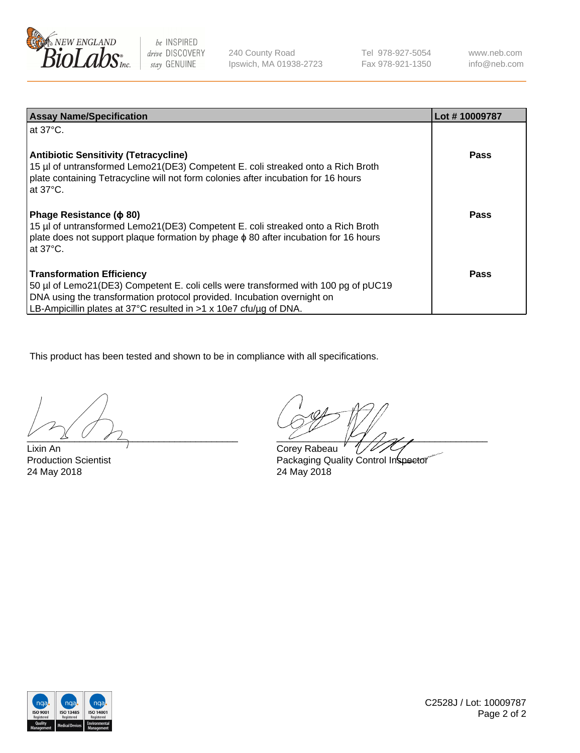| Assay Name/Specification | Lot # 10009787 |
| --- | --- |
| at 37°C. | |
| **Antibiotic Sensitivity (Tetracycline)**<br>15 µl of untransformed Lemo21(DE3) Competent E. coli streaked onto a Rich Broth plate containing Tetracycline will not form colonies after incubation for 16 hours at 37°C. | **Pass** |
| **Phage Resistance (ϕ 80)**<br>15 µl of untransformed Lemo21(DE3) Competent E. coli streaked onto a Rich Broth plate does not support plaque formation by phage ϕ 80 after incubation for 16 hours at 37°C. | **Pass** |
| **Transformation Efficiency**<br>50 µl of Lemo21(DE3) Competent E. coli cells were transformed with 100 pg of pUC19 DNA using the transformation protocol provided. Incubation overnight on LB-Ampicillin plates at 37°C resulted in >1 x 10e7 cfu/µg of DNA. | **Pass** |

This product has been tested and shown to be in compliance with all specifications.

Lixin An
Production Scientist
24 May 2018

Corey Rabeau
Packaging Quality Control Inspector
24 May 2018

C2528J / Lot: 10009787